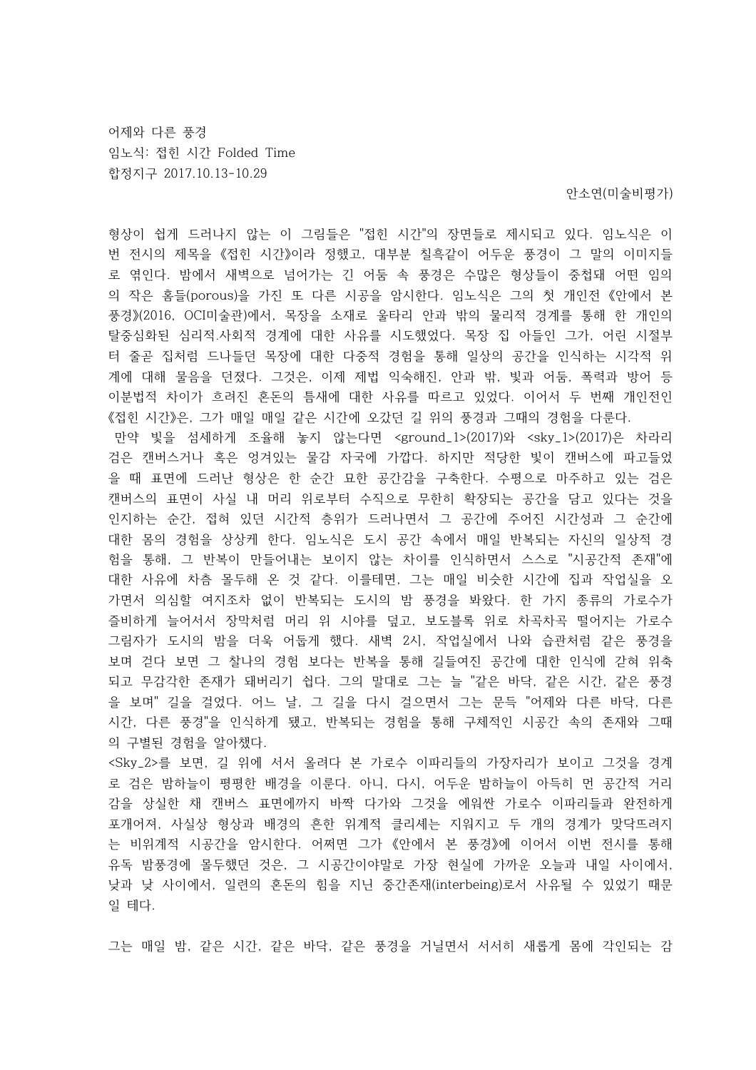어제와 다른 풍경

임노식: 접힌 시간 Folded Time

합정지구 2017.10.13-10.29

안소연(미술비평가)

형상이 쉽게 드러나지 않는 이 그림들은 "접힌 시간"의 장면들로 제시되고 있다. 임노식은 이번 전시의 제목을 《접힌 시간》이라 정했고, 대부분 칠흑같이 어두운 풍경이 그 말의 이미지들로 엮인다. 밤에서 새벽으로 넘어가는 긴 어둠 속 풍경은 수많은 형상들이 중첩돼 어떤 임의의 작은 홈들(porous)을 가진 또 다른 시공을 암시한다. 임노식은 그의 첫 개인전 《안에서 본 풍경》(2016, OCI미술관)에서, 목장을 소재로 울타리 안과 밖의 물리적 경계를 통해 한 개인의 탈중심화된 심리적.사회적 경계에 대한 사유를 시도했었다. 목장 집 아들인 그가, 어린 시절부터 줄곧 집처럼 드나들던 목장에 대한 다중적 경험을 통해 일상의 공간을 인식하는 시각적 위계에 대해 물음을 던졌다. 그것은, 이제 제법 익숙해진, 안과 밖, 빛과 어둠, 폭력과 방어 등 이분법적 차이가 흐려진 혼돈의 틈새에 대한 사유를 따르고 있었다. 이어서 두 번째 개인전인 《접힌 시간》은, 그가 매일 매일 같은 시간에 오갔던 길 위의 풍경과 그때의 경험을 다룬다.

만약 빛을 섬세하게 조율해 놓지 않는다면 <ground_1>(2017)와 <sky_1>(2017)은 차라리 검은 캔버스거나 혹은 엉겨있는 물감 자국에 가깝다. 하지만 적당한 빛이 캔버스에 파고들었을 때 표면에 드러난 형상은 한 순간 묘한 공간감을 구축한다. 수평으로 마주하고 있는 검은 캔버스의 표면이 사실 내 머리 위로부터 수직으로 무한히 확장되는 공간을 담고 있다는 것을 인지하는 순간, 접혀 있던 시간적 층위가 드러나면서 그 공간에 주어진 시간성과 그 순간에 대한 몸의 경험을 상상케 한다. 임노식은 도시 공간 속에서 매일 반복되는 자신의 일상적 경험을 통해, 그 반복이 만들어내는 보이지 않는 차이를 인식하면서 스스로 "시공간적 존재"에 대한 사유에 차츰 몰두해 온 것 같다. 이를테면, 그는 매일 비슷한 시간에 집과 작업실을 오가면서 의심할 여지조차 없이 반복되는 도시의 밤 풍경을 봐왔다. 한 가지 종류의 가로수가 즐비하게 늘어서서 장막처럼 머리 위 시야를 덮고, 보도블록 위로 차곡차곡 떨어지는 가로수 그림자가 도시의 밤을 더욱 어둡게 했다. 새벽 2시, 작업실에서 나와 습관처럼 같은 풍경을 보며 걷다 보면 그 찰나의 경험 보다는 반복을 통해 길들여진 공간에 대한 인식에 갇혀 위축되고 무감각한 존재가 돼버리기 쉽다. 그의 말대로 그는 늘 "같은 바닥, 같은 시간, 같은 풍경을 보며" 길을 걸었다. 어느 날, 그 길을 다시 걸으면서 그는 문득 "어제와 다른 바닥, 다른 시간, 다른 풍경"을 인식하게 됐고, 반복되는 경험을 통해 구체적인 시공간 속의 존재와 그때의 구별된 경험을 알아챘다.

<Sky_2>를 보면, 길 위에 서서 올려다 본 가로수 이파리들의 가장자리가 보이고 그것을 경계로 검은 밤하늘이 평평한 배경을 이룬다. 아니, 다시, 어두운 밤하늘이 아득히 먼 공간적 거리감을 상실한 채 캔버스 표면에까지 바짝 다가와 그것을 에워싼 가로수 이파리들과 완전하게 포개어져, 사실상 형상과 배경의 흔한 위계적 클리셰는 지워지고 두 개의 경계가 맞닥뜨려지는 비위계적 시공간을 암시한다. 어쩌면 그가 《안에서 본 풍경》에 이어서 이번 전시를 통해 유독 밤풍경에 몰두했던 것은, 그 시공간이야말로 가장 현실에 가까운 오늘과 내일 사이에서, 낮과 낮 사이에서, 일련의 혼돈의 힘을 지닌 중간존재(interbeing)로서 사유될 수 있었기 때문일 테다.

그는 매일 밤, 같은 시간, 같은 바닥, 같은 풍경을 거닐면서 서서히 새롭게 몸에 각인되는 감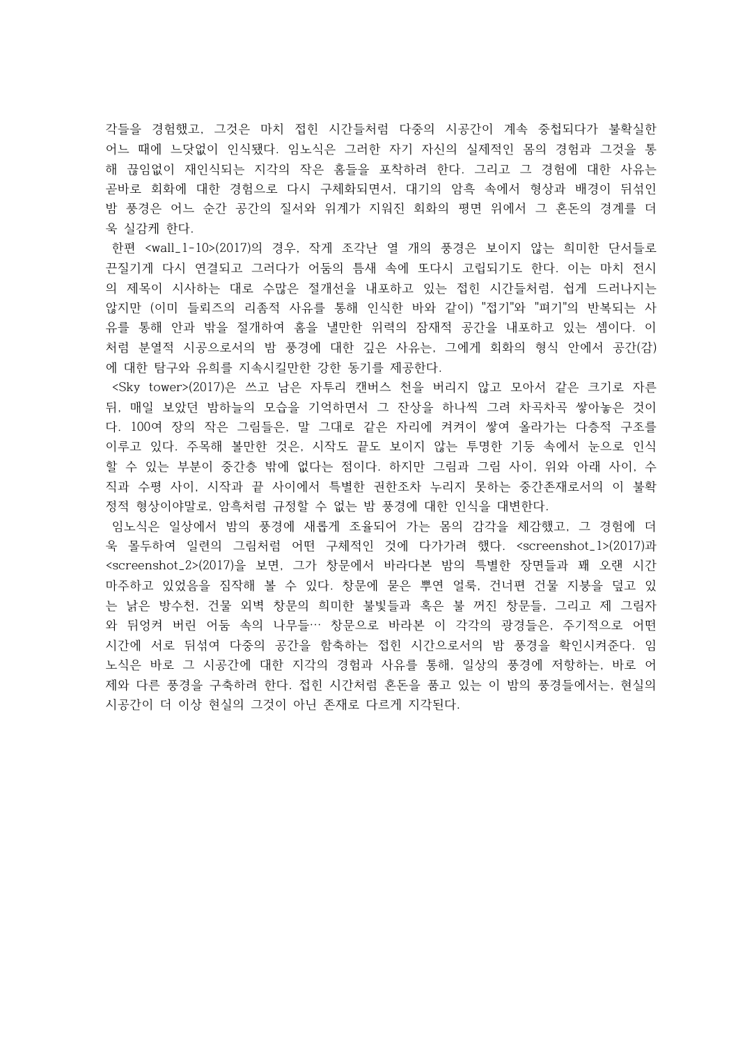각들을 경험했고, 그것은 마치 접힌 시간들처럼 다중의 시공간이 계속 중첩되다가 불확실한 어느 때에 느닷없이 인식됐다. 임노식은 그러한 자기 자신의 실제적인 몸의 경험과 그것을 통해 끊임없이 재인식되는 지각의 작은 홈들을 포착하려 한다. 그리고 그 경험에 대한 사유는 곧바로 회화에 대한 경험으로 다시 구체화되면서, 대기의 암흑 속에서 형상과 배경이 뒤섞인 밤 풍경은 어느 순간 공간의 질서와 위계가 지워진 회화의 평면 위에서 그 혼돈의 경계를 더욱 실감케 한다.

한편 <wall_1-10>(2017)의 경우, 작게 조각난 열 개의 풍경은 보이지 않는 희미한 단서들로 끈질기게 다시 연결되고 그러다가 어둠의 틈새 속에 또다시 고립되기도 한다. 이는 마치 전시의 제목이 시사하는 대로 수많은 절개선을 내포하고 있는 접힌 시간들처럼, 쉽게 드러나지는 않지만 (이미 들뢰즈의 리좀적 사유를 통해 인식한 바와 같이) "접기"와 "펴기"의 반복되는 사유를 통해 안과 밖을 절개하여 홈을 낼만한 위력의 잠재적 공간을 내포하고 있는 셈이다. 이처럼 분열적 시공으로서의 밤 풍경에 대한 깊은 사유는, 그에게 회화의 형식 안에서 공간(감)에 대한 탐구와 유희를 지속시킬만한 강한 동기를 제공한다.

<Sky tower>(2017)은 쓰고 남은 자투리 캔버스 천을 버리지 않고 모아서 같은 크기로 자른 뒤, 매일 보았던 밤하늘의 모습을 기억하면서 그 잔상을 하나씩 그려 차곡차곡 쌓아놓은 것이다. 100여 장의 작은 그림들은, 말 그대로 같은 자리에 켜켜이 쌓여 올라가는 다층적 구조를 이루고 있다. 주목해 볼만한 것은, 시작도 끝도 보이지 않는 투명한 기둥 속에서 눈으로 인식할 수 있는 부분이 중간층 밖에 없다는 점이다. 하지만 그림과 그림 사이, 위와 아래 사이, 수직과 수평 사이, 시작과 끝 사이에서 특별한 권한조차 누리지 못하는 중간존재로서의 이 불확정적 형상이야말로, 암흑처럼 규정할 수 없는 밤 풍경에 대한 인식을 대변한다.

임노식은 일상에서 밤의 풍경에 새롭게 조율되어 가는 몸의 감각을 체감했고, 그 경험에 더욱 몰두하여 일련의 그림처럼 어떤 구체적인 것에 다가가려 했다. <screenshot_1>(2017)과 <screenshot_2>(2017)을 보면, 그가 창문에서 바라다본 밤의 특별한 장면들과 꽤 오랜 시간 마주하고 있었음을 짐작해 볼 수 있다. 창문에 묻은 뿌연 얼룩, 건너편 건물 지붕을 덮고 있는 낡은 방수천, 건물 외벽 창문의 희미한 불빛들과 혹은 불 꺼진 창문들, 그리고 제 그림자와 뒤엉켜 버린 어둠 속의 나무들… 창문으로 바라본 이 각각의 광경들은, 주기적으로 어떤 시간에 서로 뒤섞여 다중의 공간을 함축하는 접힌 시간으로서의 밤 풍경을 확인시켜준다. 임노식은 바로 그 시공간에 대한 지각의 경험과 사유를 통해, 일상의 풍경에 저항하는, 바로 어제와 다른 풍경을 구축하려 한다. 접힌 시간처럼 혼돈을 품고 있는 이 밤의 풍경들에서는, 현실의 시공간이 더 이상 현실의 그것이 아닌 존재로 다르게 지각된다.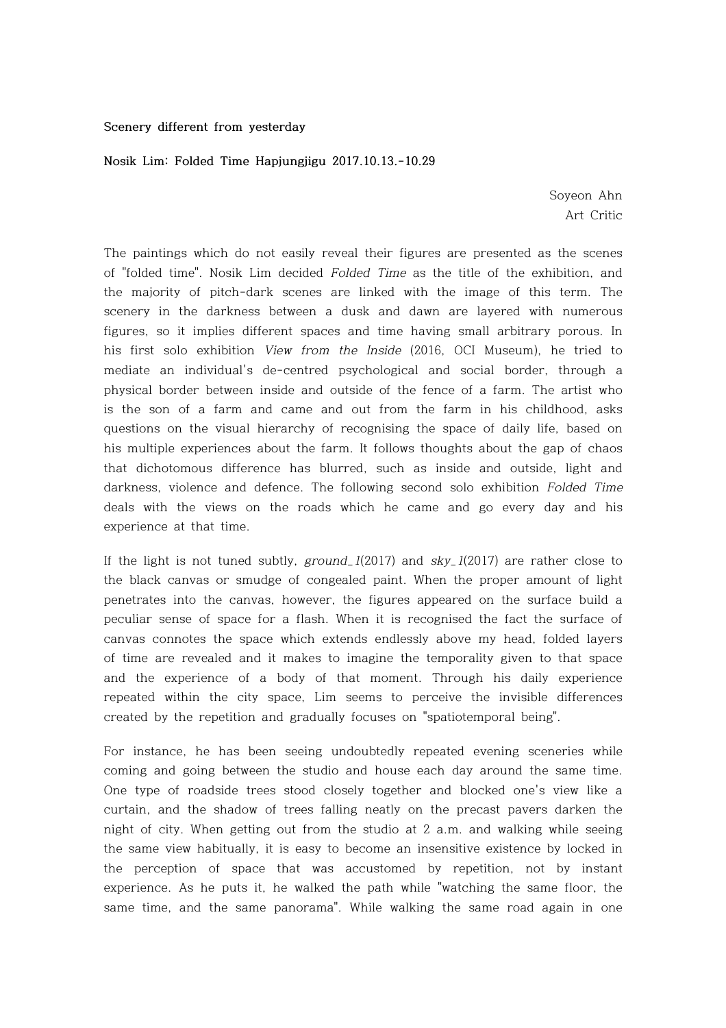**Scenery different from yesterday**

**Nosik Lim: Folded Time Hapjungjigu 2017.10.13.-10.29**

Soyeon Ahn
Art Critic

The paintings which do not easily reveal their figures are presented as the scenes of "folded time". Nosik Lim decided *Folded Time* as the title of the exhibition, and the majority of pitch-dark scenes are linked with the image of this term. The scenery in the darkness between a dusk and dawn are layered with numerous figures, so it implies different spaces and time having small arbitrary porous. In his first solo exhibition *View from the Inside* (2016, OCI Museum), he tried to mediate an individual's de-centred psychological and social border, through a physical border between inside and outside of the fence of a farm. The artist who is the son of a farm and came and out from the farm in his childhood, asks questions on the visual hierarchy of recognising the space of daily life, based on his multiple experiences about the farm. It follows thoughts about the gap of chaos that dichotomous difference has blurred, such as inside and outside, light and darkness, violence and defence. The following second solo exhibition *Folded Time* deals with the views on the roads which he came and go every day and his experience at that time.

If the light is not tuned subtly, *ground_1*(2017) and *sky_1*(2017) are rather close to the black canvas or smudge of congealed paint. When the proper amount of light penetrates into the canvas, however, the figures appeared on the surface build a peculiar sense of space for a flash. When it is recognised the fact the surface of canvas connotes the space which extends endlessly above my head, folded layers of time are revealed and it makes to imagine the temporality given to that space and the experience of a body of that moment. Through his daily experience repeated within the city space, Lim seems to perceive the invisible differences created by the repetition and gradually focuses on "spatiotemporal being".

For instance, he has been seeing undoubtedly repeated evening sceneries while coming and going between the studio and house each day around the same time. One type of roadside trees stood closely together and blocked one's view like a curtain, and the shadow of trees falling neatly on the precast pavers darken the night of city. When getting out from the studio at 2 a.m. and walking while seeing the same view habitually, it is easy to become an insensitive existence by locked in the perception of space that was accustomed by repetition, not by instant experience. As he puts it, he walked the path while "watching the same floor, the same time, and the same panorama". While walking the same road again in one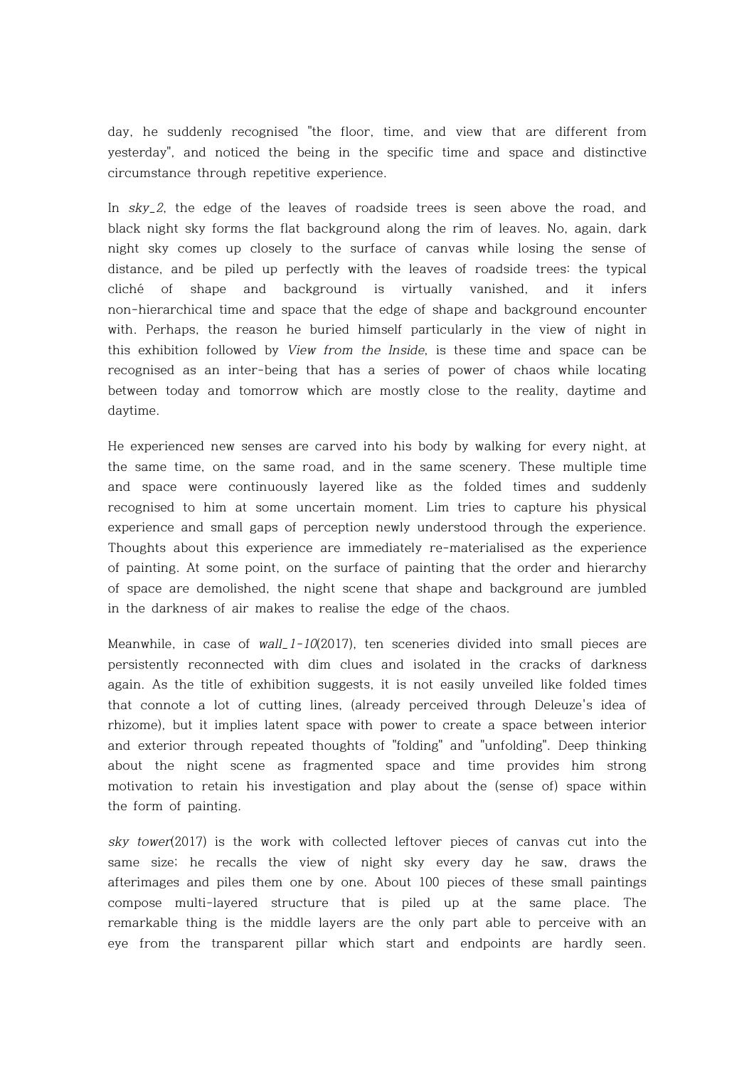day, he suddenly recognised "the floor, time, and view that are different from yesterday", and noticed the being in the specific time and space and distinctive circumstance through repetitive experience.

In *sky_2*, the edge of the leaves of roadside trees is seen above the road, and black night sky forms the flat background along the rim of leaves. No, again, dark night sky comes up closely to the surface of canvas while losing the sense of distance, and be piled up perfectly with the leaves of roadside trees: the typical cliché of shape and background is virtually vanished, and it infers non-hierarchical time and space that the edge of shape and background encounter with. Perhaps, the reason he buried himself particularly in the view of night in this exhibition followed by *View from the Inside*, is these time and space can be recognised as an inter-being that has a series of power of chaos while locating between today and tomorrow which are mostly close to the reality, daytime and daytime.

He experienced new senses are carved into his body by walking for every night, at the same time, on the same road, and in the same scenery. These multiple time and space were continuously layered like as the folded times and suddenly recognised to him at some uncertain moment. Lim tries to capture his physical experience and small gaps of perception newly understood through the experience. Thoughts about this experience are immediately re-materialised as the experience of painting. At some point, on the surface of painting that the order and hierarchy of space are demolished, the night scene that shape and background are jumbled in the darkness of air makes to realise the edge of the chaos.

Meanwhile, in case of *wall_1-10*(2017), ten sceneries divided into small pieces are persistently reconnected with dim clues and isolated in the cracks of darkness again. As the title of exhibition suggests, it is not easily unveiled like folded times that connote a lot of cutting lines, (already perceived through Deleuze's idea of rhizome), but it implies latent space with power to create a space between interior and exterior through repeated thoughts of "folding" and "unfolding". Deep thinking about the night scene as fragmented space and time provides him strong motivation to retain his investigation and play about the (sense of) space within the form of painting.

*sky tower*(2017) is the work with collected leftover pieces of canvas cut into the same size; he recalls the view of night sky every day he saw, draws the afterimages and piles them one by one. About 100 pieces of these small paintings compose multi-layered structure that is piled up at the same place. The remarkable thing is the middle layers are the only part able to perceive with an eye from the transparent pillar which start and endpoints are hardly seen.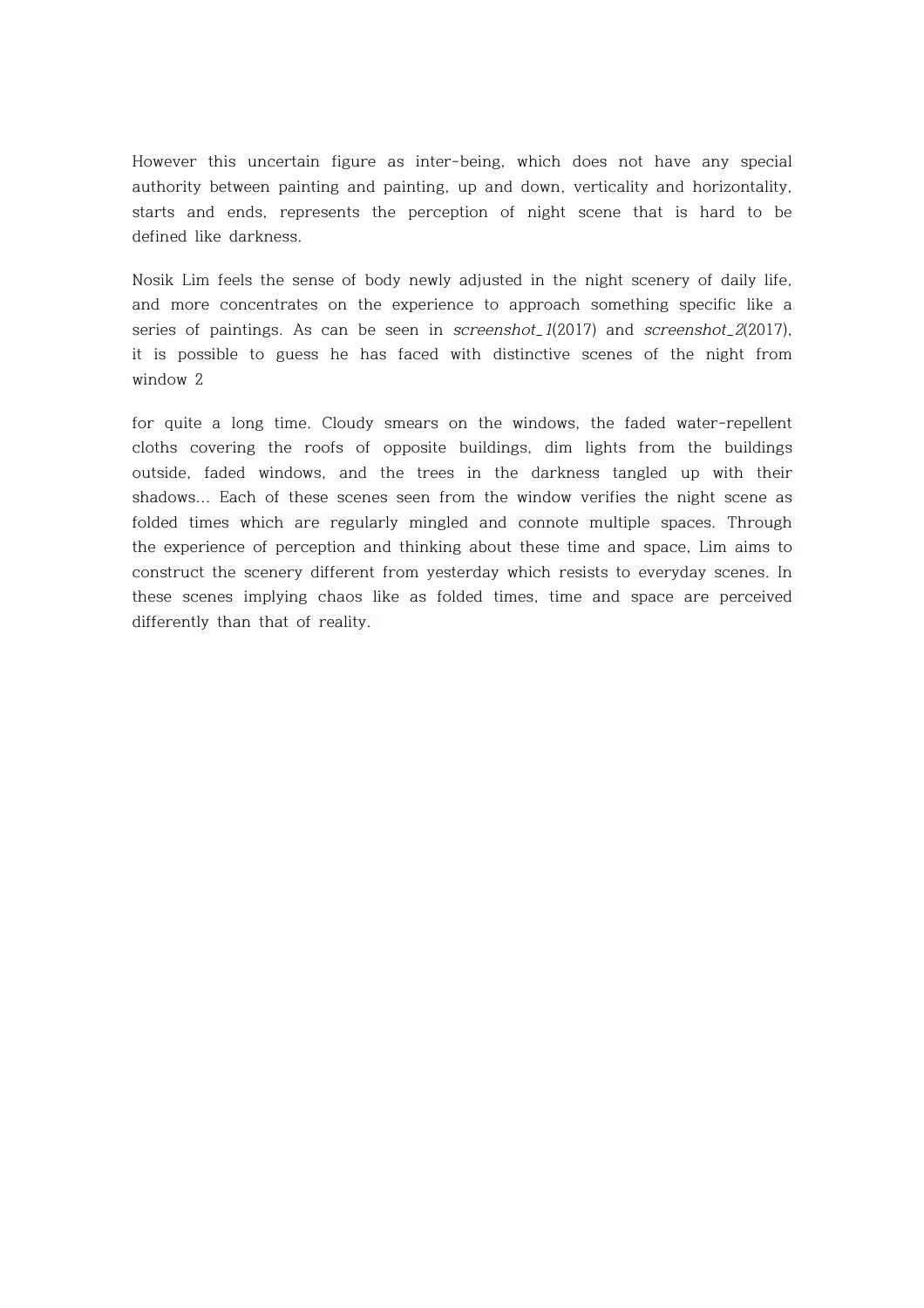However this uncertain figure as inter-being, which does not have any special authority between painting and painting, up and down, verticality and horizontality, starts and ends, represents the perception of night scene that is hard to be defined like darkness.

Nosik Lim feels the sense of body newly adjusted in the night scenery of daily life, and more concentrates on the experience to approach something specific like a series of paintings. As can be seen in *screenshot_1*(2017) and *screenshot_2*(2017), it is possible to guess he has faced with distinctive scenes of the night from window 2

for quite a long time. Cloudy smears on the windows, the faded water-repellent cloths covering the roofs of opposite buildings, dim lights from the buildings outside, faded windows, and the trees in the darkness tangled up with their shadows... Each of these scenes seen from the window verifies the night scene as folded times which are regularly mingled and connote multiple spaces. Through the experience of perception and thinking about these time and space, Lim aims to construct the scenery different from yesterday which resists to everyday scenes. In these scenes implying chaos like as folded times, time and space are perceived differently than that of reality.